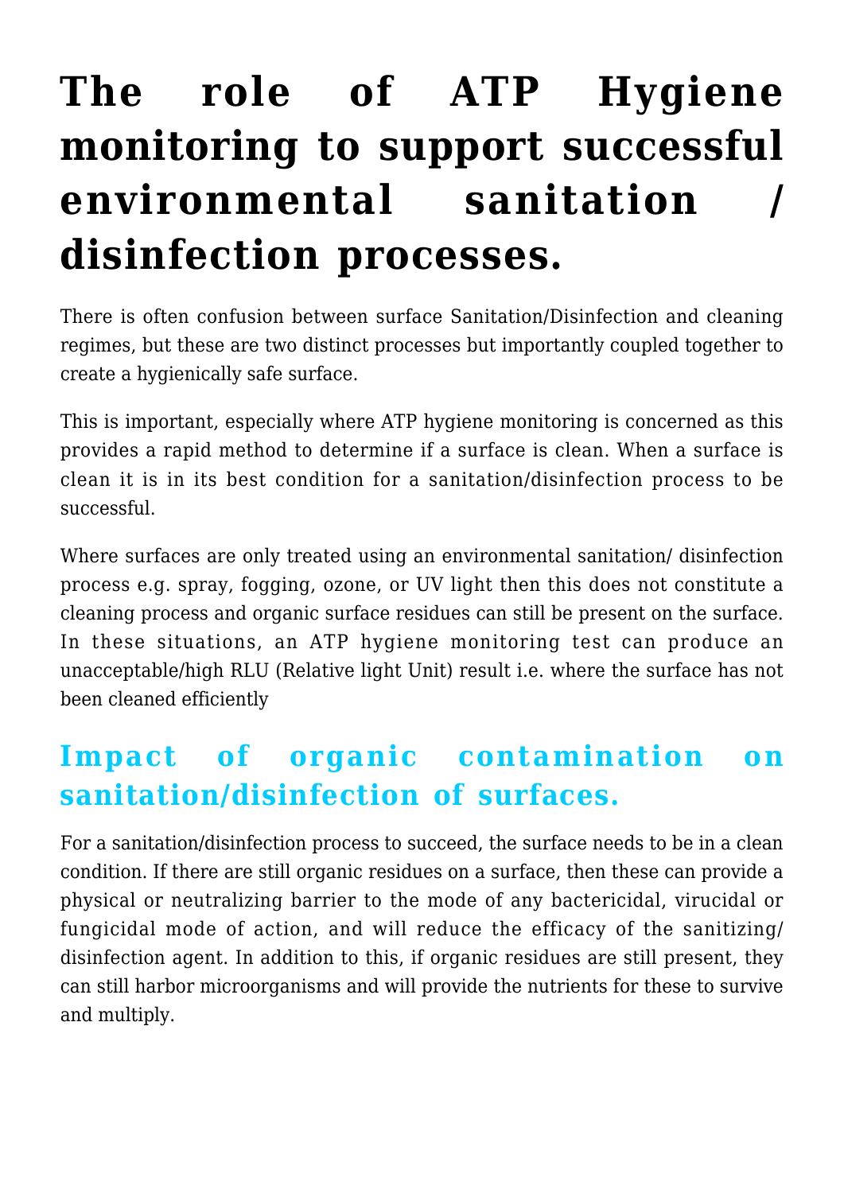# The role of ATP Hygiene monitoring to support successful environmental sanitation / disinfection processes.

There is often confusion between surface Sanitation/Disinfection and cleaning regimes, but these are two distinct processes but importantly coupled together to create a hygienically safe surface.

This is important, especially where ATP hygiene monitoring is concerned as this provides a rapid method to determine if a surface is clean. When a surface is clean it is in its best condition for a sanitation/disinfection process to be successful.

Where surfaces are only treated using an environmental sanitation/ disinfection process e.g. spray, fogging, ozone, or UV light then this does not constitute a cleaning process and organic surface residues can still be present on the surface. In these situations, an ATP hygiene monitoring test can produce an unacceptable/high RLU (Relative light Unit) result i.e. where the surface has not been cleaned efficiently

## Impact of organic contamination on sanitation/disinfection of surfaces.

For a sanitation/disinfection process to succeed, the surface needs to be in a clean condition. If there are still organic residues on a surface, then these can provide a physical or neutralizing barrier to the mode of any bactericidal, virucidal or fungicidal mode of action, and will reduce the efficacy of the sanitizing/ disinfection agent. In addition to this, if organic residues are still present, they can still harbor microorganisms and will provide the nutrients for these to survive and multiply.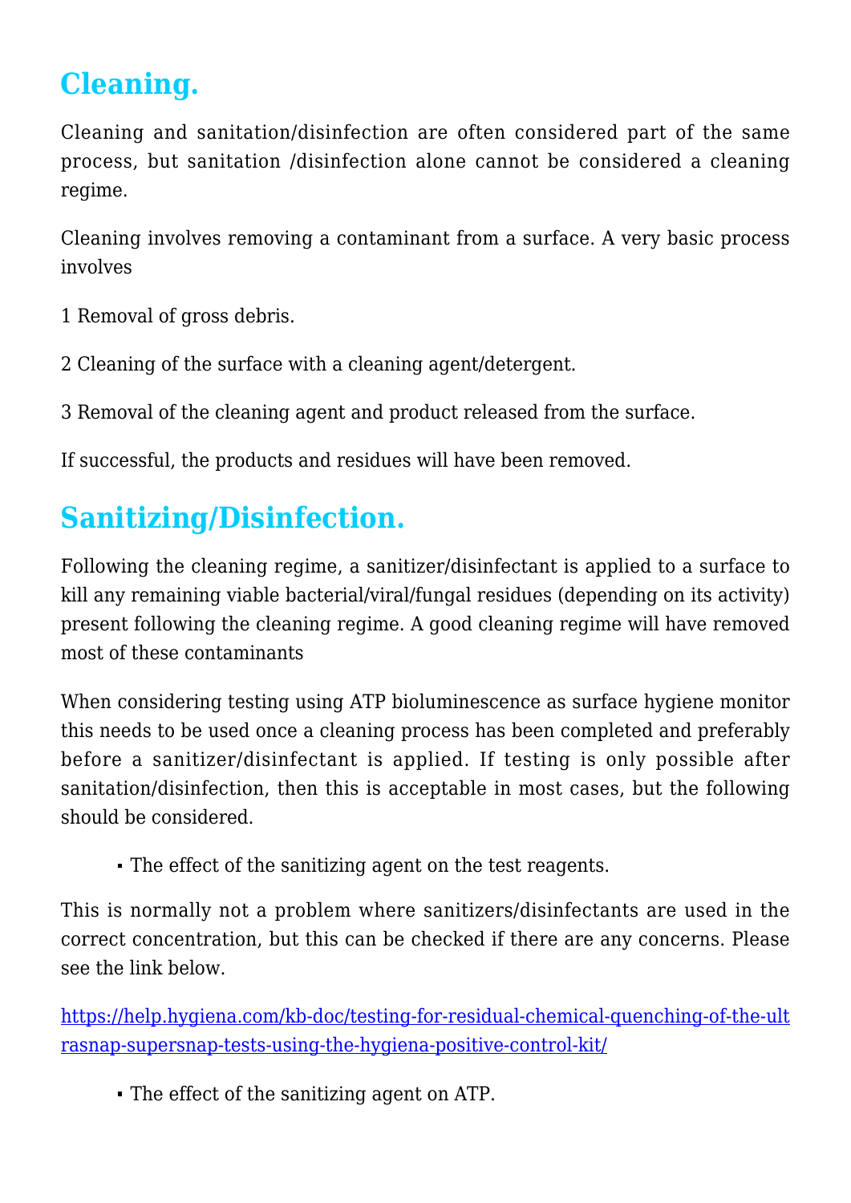## Cleaning.

Cleaning and sanitation/disinfection are often considered part of the same process, but sanitation /disinfection alone cannot be considered a cleaning regime.

Cleaning involves removing a contaminant from a surface. A very basic process involves

1 Removal of gross debris.

2 Cleaning of the surface with a cleaning agent/detergent.

3 Removal of the cleaning agent and product released from the surface.

If successful, the products and residues will have been removed.

## Sanitizing/Disinfection.

Following the cleaning regime, a sanitizer/disinfectant is applied to a surface to kill any remaining viable bacterial/viral/fungal residues (depending on its activity) present following the cleaning regime. A good cleaning regime will have removed most of these contaminants

When considering testing using ATP bioluminescence as surface hygiene monitor this needs to be used once a cleaning process has been completed and preferably before a sanitizer/disinfectant is applied. If testing is only possible after sanitation/disinfection, then this is acceptable in most cases, but the following should be considered.

- The effect of the sanitizing agent on the test reagents.

This is normally not a problem where sanitizers/disinfectants are used in the correct concentration, but this can be checked if there are any concerns. Please see the link below.

https://help.hygiena.com/kb-doc/testing-for-residual-chemical-quenching-of-the-ultrasnap-supersnap-tests-using-the-hygiena-positive-control-kit/

- The effect of the sanitizing agent on ATP.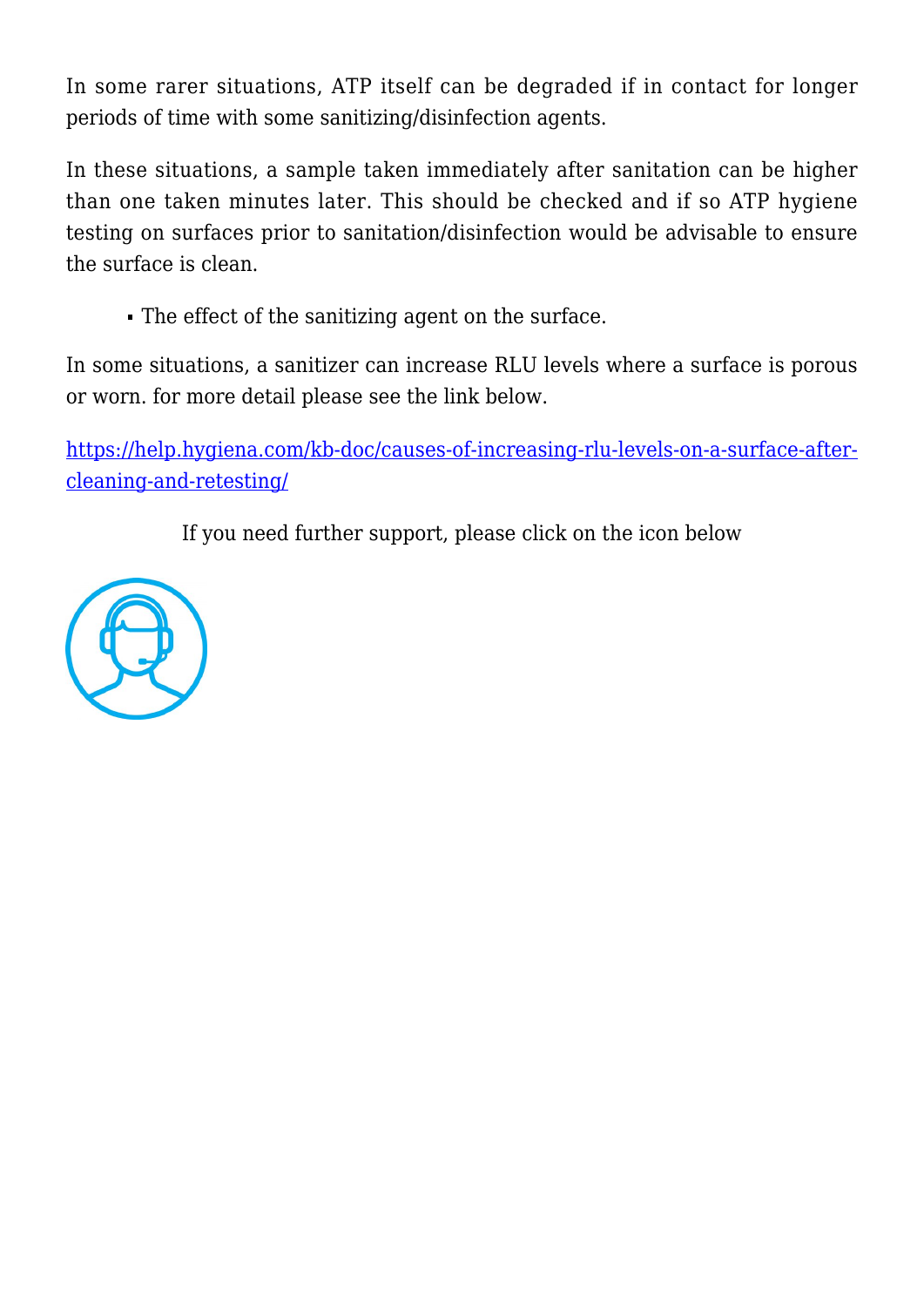In some rarer situations, ATP itself can be degraded if in contact for longer periods of time with some sanitizing/disinfection agents.

In these situations, a sample taken immediately after sanitation can be higher than one taken minutes later. This should be checked and if so ATP hygiene testing on surfaces prior to sanitation/disinfection would be advisable to ensure the surface is clean.

- The effect of the sanitizing agent on the surface.

In some situations, a sanitizer can increase RLU levels where a surface is porous or worn. for more detail please see the link below.

[https://help.hygiena.com/kb-doc/causes-of-increasing-rlu-levels-on-a-surface-after-cleaning-and-retesting/](https://help.hygiena.com/kb-doc/causes-of-increasing-rlu-levels-on-a-surface-after-cleaning-and-retesting/)

If you need further support, please click on the icon below